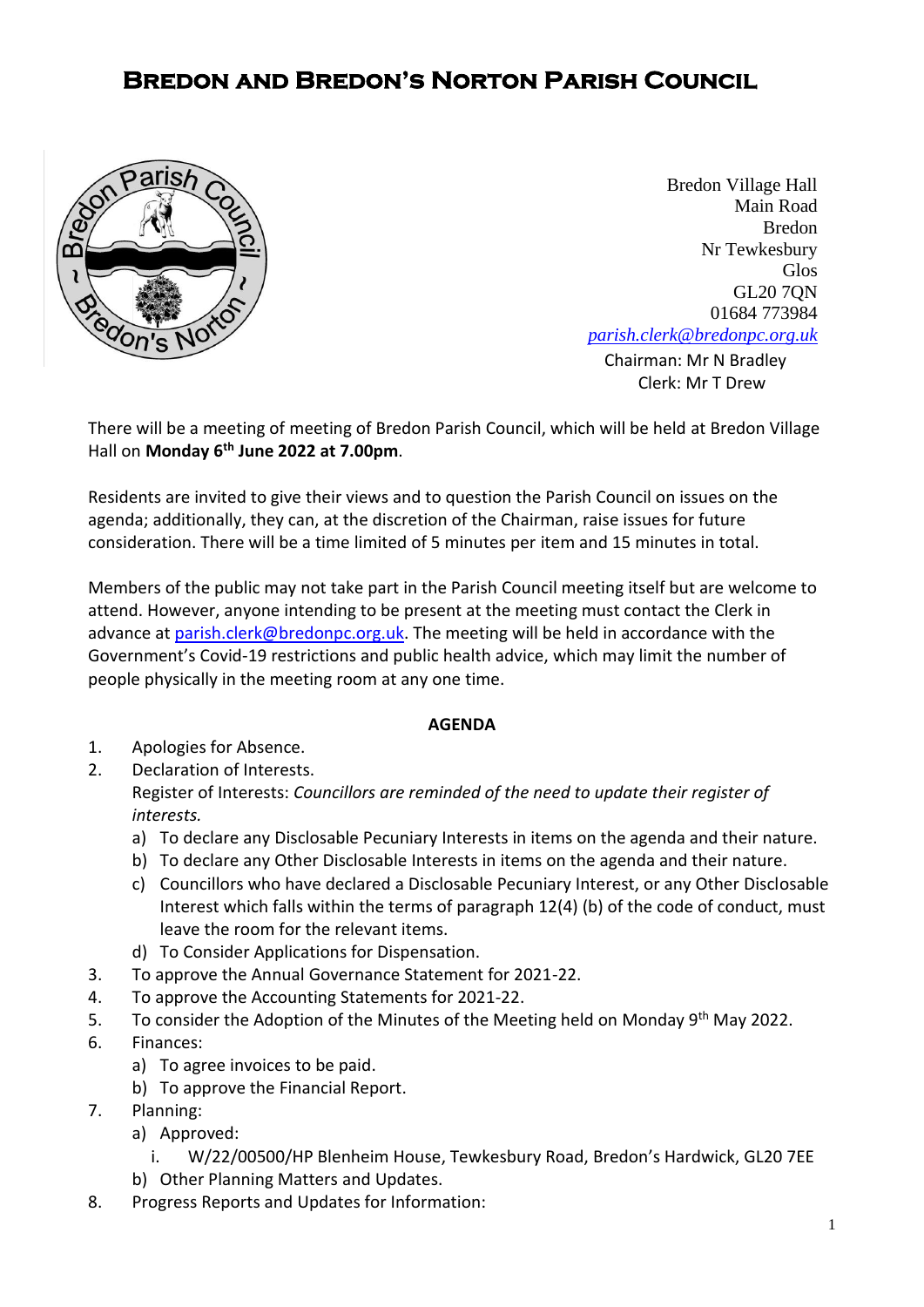# Bredon and Bredon's Norton Parish Council

Bredon Village Hall
Main Road
Bredon
Nr Tewkesbury
Glos
GL20 7QN
01684 773984
parish.clerk@bredonpc.org.uk

Chairman: Mr N Bradley
Clerk: Mr T Drew

There will be a meeting of meeting of Bredon Parish Council, which will be held at Bredon Village Hall on **Monday 6th June 2022 at 7.00pm**.

Residents are invited to give their views and to question the Parish Council on issues on the agenda; additionally, they can, at the discretion of the Chairman, raise issues for future consideration. There will be a time limited of 5 minutes per item and 15 minutes in total.

Members of the public may not take part in the Parish Council meeting itself but are welcome to attend. However, anyone intending to be present at the meeting must contact the Clerk in advance at parish.clerk@bredonpc.org.uk. The meeting will be held in accordance with the Government's Covid-19 restrictions and public health advice, which may limit the number of people physically in the meeting room at any one time.

**AGENDA**

1. Apologies for Absence.
2. Declaration of Interests.
   Register of Interests: *Councillors are reminded of the need to update their register of interests.*
   a) To declare any Disclosable Pecuniary Interests in items on the agenda and their nature.
   b) To declare any Other Disclosable Interests in items on the agenda and their nature.
   c) Councillors who have declared a Disclosable Pecuniary Interest, or any Other Disclosable Interest which falls within the terms of paragraph 12(4) (b) of the code of conduct, must leave the room for the relevant items.
   d) To Consider Applications for Dispensation.
3. To approve the Annual Governance Statement for 2021-22.
4. To approve the Accounting Statements for 2021-22.
5. To consider the Adoption of the Minutes of the Meeting held on Monday 9th May 2022.
6. Finances:
   a) To agree invoices to be paid.
   b) To approve the Financial Report.
7. Planning:
   a) Approved:
      i. W/22/00500/HP Blenheim House, Tewkesbury Road, Bredon's Hardwick, GL20 7EE
   b) Other Planning Matters and Updates.
8. Progress Reports and Updates for Information: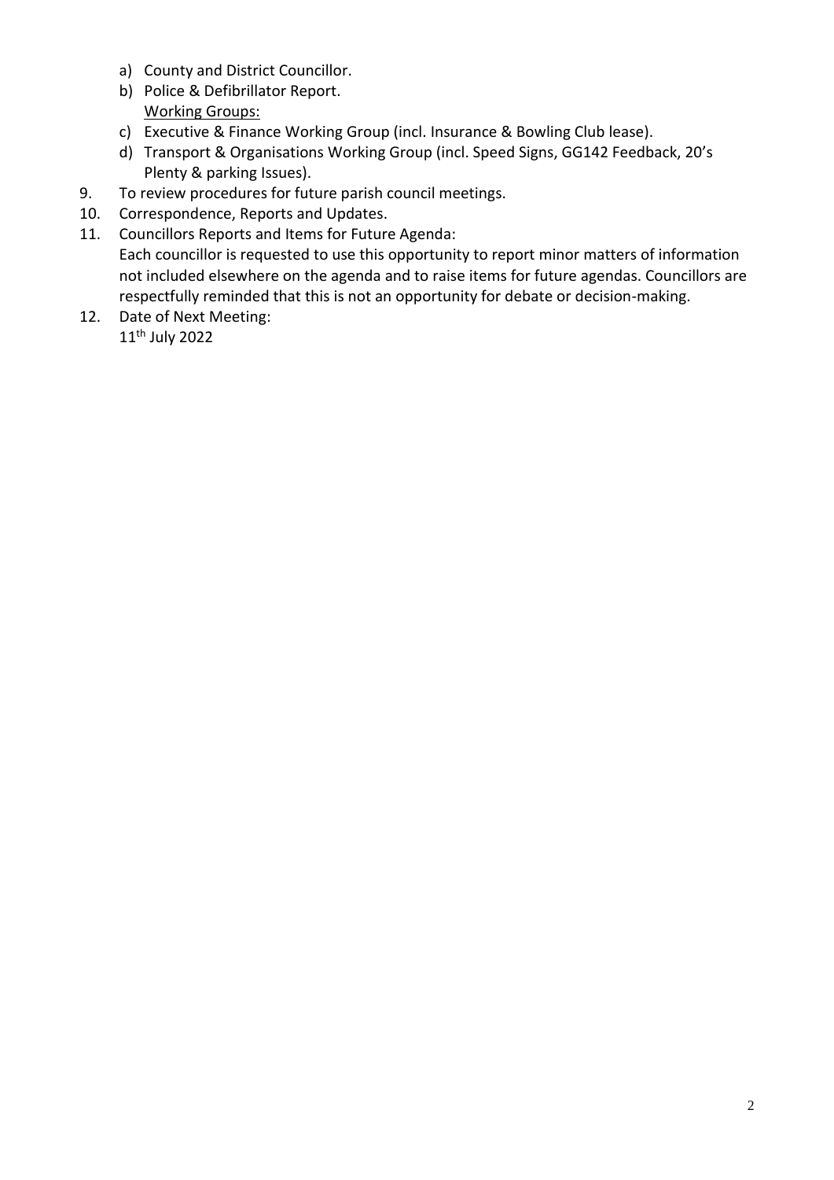a) County and District Councillor.
b) Police & Defibrillator Report.

Working Groups:

c) Executive & Finance Working Group (incl. Insurance & Bowling Club lease).
d) Transport & Organisations Working Group (incl. Speed Signs, GG142 Feedback, 20's Plenty & parking Issues).

9. To review procedures for future parish council meetings.
10. Correspondence, Reports and Updates.
11. Councillors Reports and Items for Future Agenda:
    Each councillor is requested to use this opportunity to report minor matters of information not included elsewhere on the agenda and to raise items for future agendas. Councillors are respectfully reminded that this is not an opportunity for debate or decision-making.
12. Date of Next Meeting:
    11th July 2022